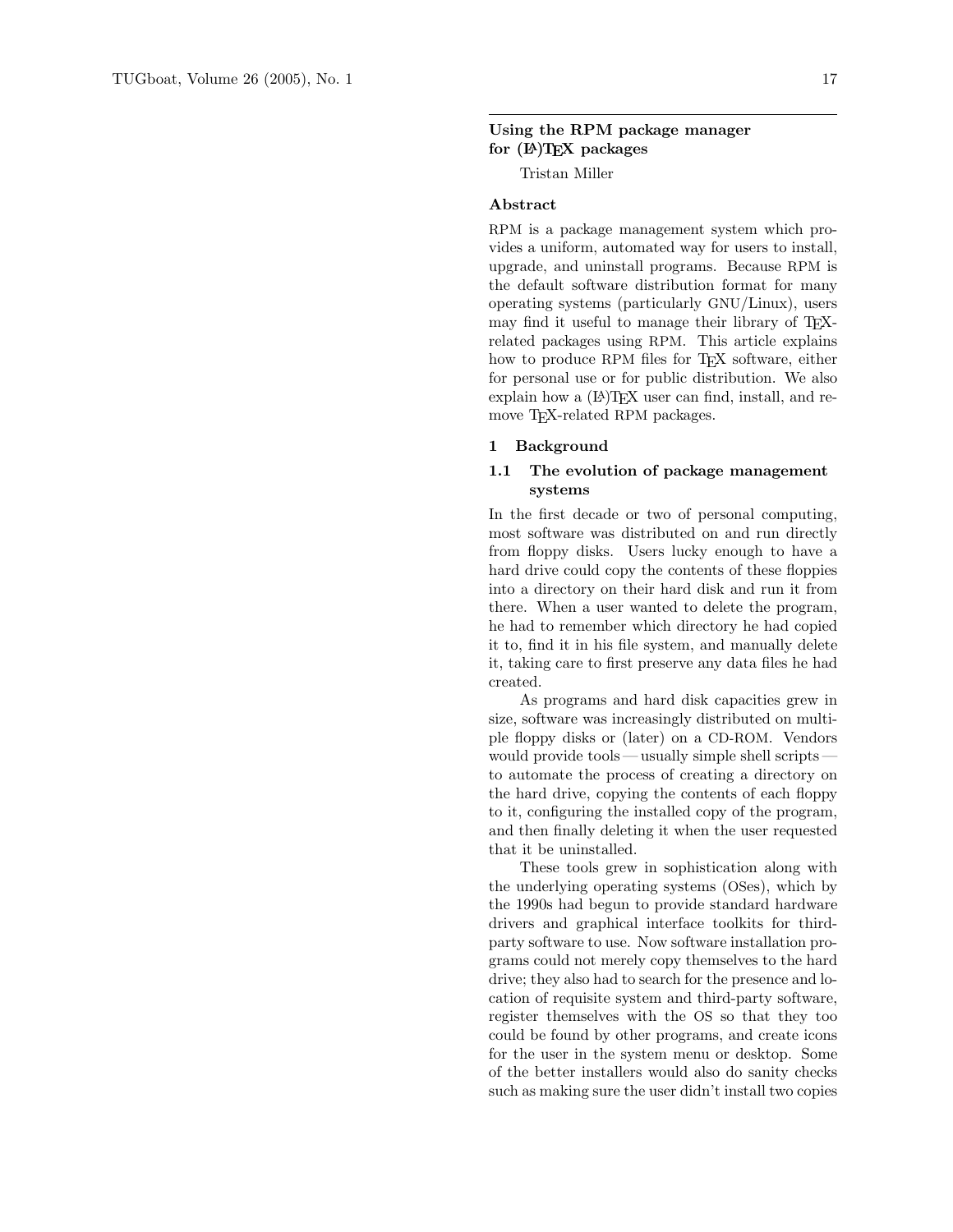# Using the RPM package manager for (LA)TEX packages

Tristan Miller

## Abstract

RPM is a package management system which provides a uniform, automated way for users to install, upgrade, and uninstall programs. Because RPM is the default software distribution format for many operating systems (particularly GNU/Linux), users may find it useful to manage their library of TEX-related packages using RPM. This article explains how to produce RPM files for TEX software, either for personal use or for public distribution. We also explain how a (LA)TEX user can find, install, and remove TEX-related RPM packages.

## 1 Background

### 1.1 The evolution of package management systems

In the first decade or two of personal computing, most software was distributed on and run directly from floppy disks. Users lucky enough to have a hard drive could copy the contents of these floppies into a directory on their hard disk and run it from there. When a user wanted to delete the program, he had to remember which directory he had copied it to, find it in his file system, and manually delete it, taking care to first preserve any data files he had created.

As programs and hard disk capacities grew in size, software was increasingly distributed on multiple floppy disks or (later) on a CD-ROM. Vendors would provide tools — usually simple shell scripts — to automate the process of creating a directory on the hard drive, copying the contents of each floppy to it, configuring the installed copy of the program, and then finally deleting it when the user requested that it be uninstalled.

These tools grew in sophistication along with the underlying operating systems (OSes), which by the 1990s had begun to provide standard hardware drivers and graphical interface toolkits for third-party software to use. Now software installation programs could not merely copy themselves to the hard drive; they also had to search for the presence and location of requisite system and third-party software, register themselves with the OS so that they too could be found by other programs, and create icons for the user in the system menu or desktop. Some of the better installers would also do sanity checks such as making sure the user didn't install two copies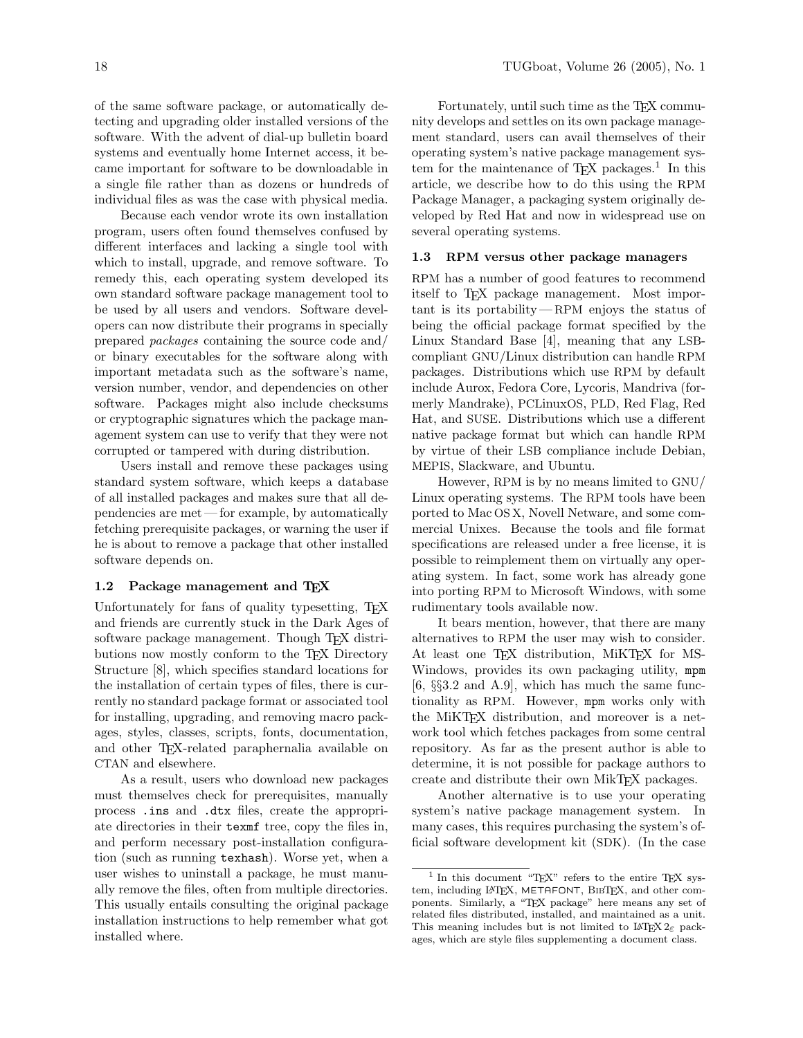of the same software package, or automatically detecting and upgrading older installed versions of the software. With the advent of dial-up bulletin board systems and eventually home Internet access, it became important for software to be downloadable in a single file rather than as dozens or hundreds of individual files as was the case with physical media.

Because each vendor wrote its own installation program, users often found themselves confused by different interfaces and lacking a single tool with which to install, upgrade, and remove software. To remedy this, each operating system developed its own standard software package management tool to be used by all users and vendors. Software developers can now distribute their programs in specially prepared *packages* containing the source code and/or binary executables for the software along with important metadata such as the software's name, version number, vendor, and dependencies on other software. Packages might also include checksums or cryptographic signatures which the package management system can use to verify that they were not corrupted or tampered with during distribution.

Users install and remove these packages using standard system software, which keeps a database of all installed packages and makes sure that all dependencies are met — for example, by automatically fetching prerequisite packages, or warning the user if he is about to remove a package that other installed software depends on.

### 1.2 Package management and TeX

Unfortunately for fans of quality typesetting, TeX and friends are currently stuck in the Dark Ages of software package management. Though TeX distributions now mostly conform to the TeX Directory Structure [8], which specifies standard locations for the installation of certain types of files, there is currently no standard package format or associated tool for installing, upgrading, and removing macro packages, styles, classes, scripts, fonts, documentation, and other TeX-related paraphernalia available on CTAN and elsewhere.

As a result, users who download new packages must themselves check for prerequisites, manually process `.ins` and `.dtx` files, create the appropriate directories in their `texmf` tree, copy the files in, and perform necessary post-installation configuration (such as running `texhash`). Worse yet, when a user wishes to uninstall a package, he must manually remove the files, often from multiple directories. This usually entails consulting the original package installation instructions to help remember what got installed where.

Fortunately, until such time as the TeX community develops and settles on its own package management standard, users can avail themselves of their operating system's native package management system for the maintenance of TeX packages.[1] In this article, we describe how to do this using the RPM Package Manager, a packaging system originally developed by Red Hat and now in widespread use on several operating systems.

### 1.3 RPM versus other package managers

RPM has a number of good features to recommend itself to TeX package management. Most important is its portability — RPM enjoys the status of being the official package format specified by the Linux Standard Base [4], meaning that any LSB-compliant GNU/Linux distribution can handle RPM packages. Distributions which use RPM by default include Aurox, Fedora Core, Lycoris, Mandriva (formerly Mandrake), PCLinuxOS, PLD, Red Flag, Red Hat, and SUSE. Distributions which use a different native package format but which can handle RPM by virtue of their LSB compliance include Debian, MEPIS, Slackware, and Ubuntu.

However, RPM is by no means limited to GNU/Linux operating systems. The RPM tools have been ported to Mac OS X, Novell Netware, and some commercial Unixes. Because the tools and file format specifications are released under a free license, it is possible to reimplement them on virtually any operating system. In fact, some work has already gone into porting RPM to Microsoft Windows, with some rudimentary tools available now.

It bears mention, however, that there are many alternatives to RPM the user may wish to consider. At least one TeX distribution, MiKTeX for MS-Windows, provides its own packaging utility, `mpm` [6, §§3.2 and A.9], which has much the same functionality as RPM. However, `mpm` works only with the MiKTeX distribution, and moreover is a network tool which fetches packages from some central repository. As far as the present author is able to determine, it is not possible for package authors to create and distribute their own MikTeX packages.

Another alternative is to use your operating system's native package management system. In many cases, this requires purchasing the system's official software development kit (SDK). (In the case

---

[1] In this document "TeX" refers to the entire TeX system, including LaTeX, METAFONT, BibTeX, and other components. Similarly, a "TeX package" here means any set of related files distributed, installed, and maintained as a unit. This meaning includes but is not limited to LaTeX $2_\varepsilon$ packages, which are style files supplementing a document class.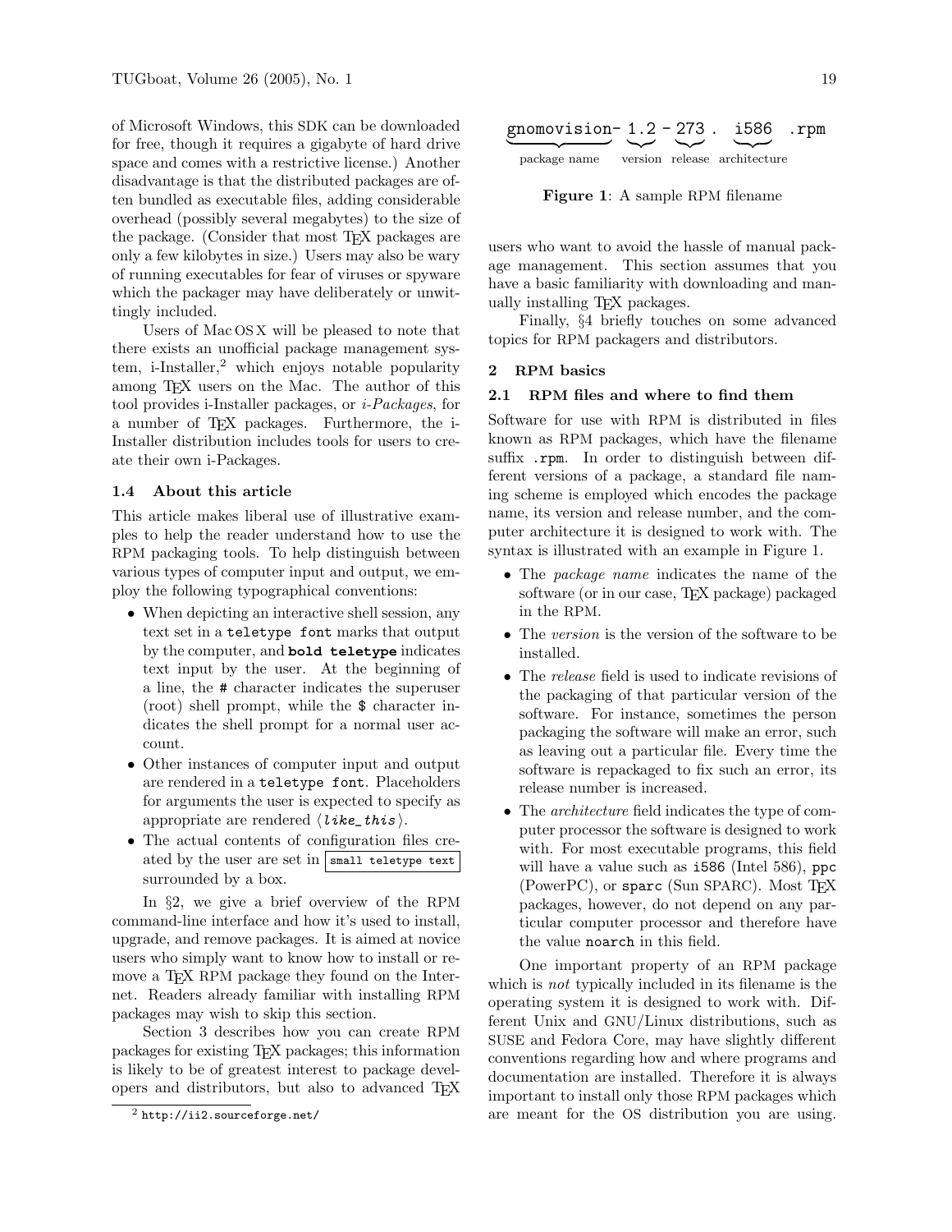of Microsoft Windows, this SDK can be downloaded for free, though it requires a gigabyte of hard drive space and comes with a restrictive license.) Another disadvantage is that the distributed packages are often bundled as executable files, adding considerable overhead (possibly several megabytes) to the size of the package. (Consider that most TeX packages are only a few kilobytes in size.) Users may also be wary of running executables for fear of viruses or spyware which the packager may have deliberately or unwittingly included.

Users of Mac OS X will be pleased to note that there exists an unofficial package management system, i-Installer,[2] which enjoys notable popularity among TeX users on the Mac. The author of this tool provides i-Installer packages, or *i-Packages*, for a number of TeX packages. Furthermore, the i-Installer distribution includes tools for users to create their own i-Packages.

### 1.4 About this article

This article makes liberal use of illustrative examples to help the reader understand how to use the RPM packaging tools. To help distinguish between various types of computer input and output, we employ the following typographical conventions:

- When depicting an interactive shell session, any text set in a `teletype font` marks that output by the computer, and **`bold teletype`** indicates text input by the user. At the beginning of a line, the `#` character indicates the superuser (root) shell prompt, while the `$` character indicates the shell prompt for a normal user account.
- Other instances of computer input and output are rendered in a `teletype font`. Placeholders for arguments the user is expected to specify as appropriate are rendered ⟨*like_this*⟩.
- The actual contents of configuration files created by the user are set in `small teletype text` surrounded by a box.

In §2, we give a brief overview of the RPM command-line interface and how it's used to install, upgrade, and remove packages. It is aimed at novice users who simply want to know how to install or remove a TeX RPM package they found on the Internet. Readers already familiar with installing RPM packages may wish to skip this section.

Section 3 describes how you can create RPM packages for existing TeX packages; this information is likely to be of greatest interest to package developers and distributors, but also to advanced TeX users who want to avoid the hassle of manual package management. This section assumes that you have a basic familiarity with downloading and manually installing TeX packages.

Finally, §4 briefly touches on some advanced topics for RPM packagers and distributors.

[2] `http://ii2.sourceforge.net/`

```
gnomovision- 1.2 - 273 .  i586   .rpm
```

| `gnomovision-` | `1.2` | `273` | `i586` | `.rpm` |
|---|---|---|---|---|
| package name | version | release | architecture | |

**Figure 1**: A sample RPM filename

## 2 RPM basics

### 2.1 RPM files and where to find them

Software for use with RPM is distributed in files known as RPM packages, which have the filename suffix `.rpm`. In order to distinguish between different versions of a package, a standard file naming scheme is employed which encodes the package name, its version and release number, and the computer architecture it is designed to work with. The syntax is illustrated with an example in Figure 1.

- The *package name* indicates the name of the software (or in our case, TeX package) packaged in the RPM.
- The *version* is the version of the software to be installed.
- The *release* field is used to indicate revisions of the packaging of that particular version of the software. For instance, sometimes the person packaging the software will make an error, such as leaving out a particular file. Every time the software is repackaged to fix such an error, its release number is increased.
- The *architecture* field indicates the type of computer processor the software is designed to work with. For most executable programs, this field will have a value such as `i586` (Intel 586), `ppc` (PowerPC), or `sparc` (Sun SPARC). Most TeX packages, however, do not depend on any particular computer processor and therefore have the value `noarch` in this field.

One important property of an RPM package which is *not* typically included in its filename is the operating system it is designed to work with. Different Unix and GNU/Linux distributions, such as SUSE and Fedora Core, may have slightly different conventions regarding how and where programs and documentation are installed. Therefore it is always important to install only those RPM packages which are meant for the OS distribution you are using.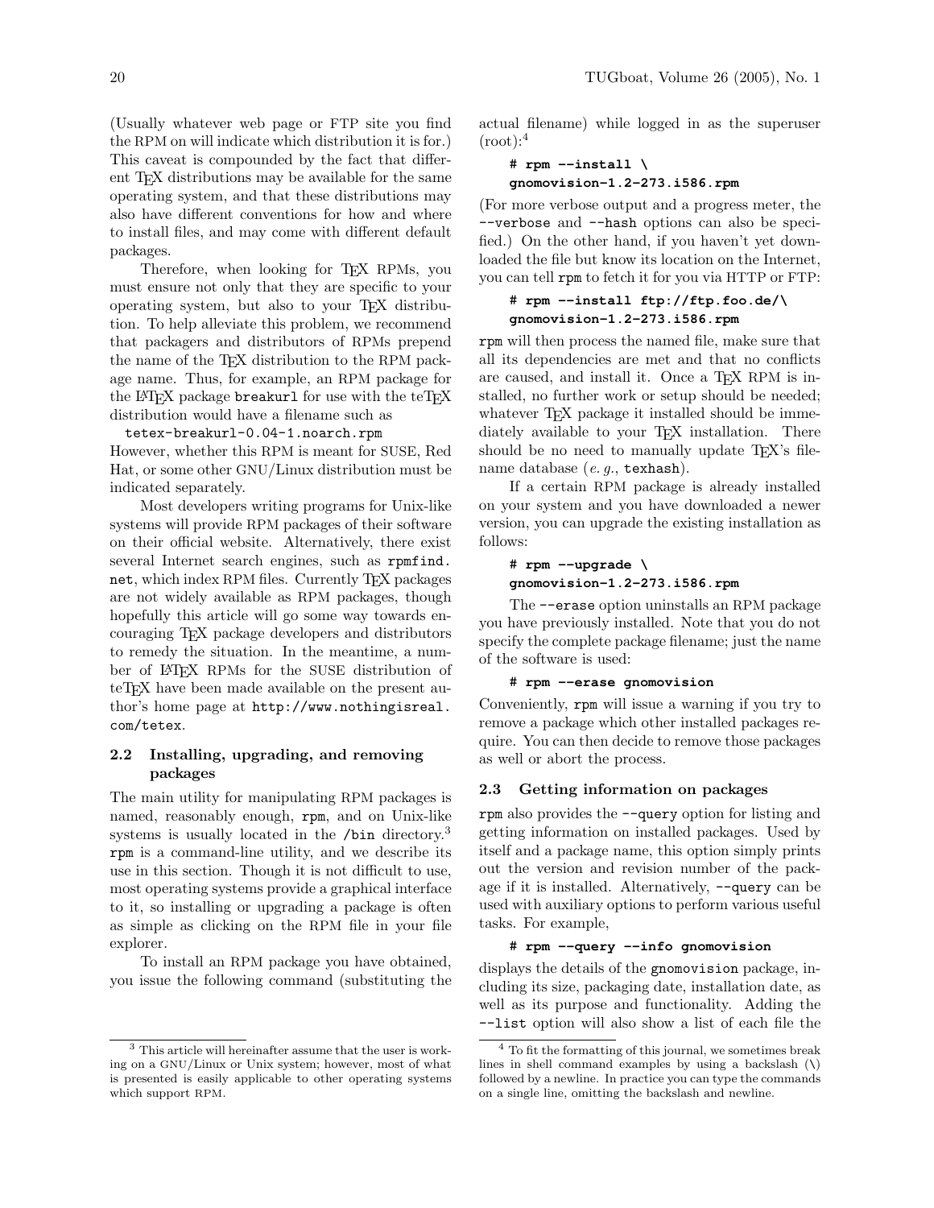(Usually whatever web page or FTP site you find the RPM on will indicate which distribution it is for.) This caveat is compounded by the fact that different TEX distributions may be available for the same operating system, and that these distributions may also have different conventions for how and where to install files, and may come with different default packages.

Therefore, when looking for TEX RPMs, you must ensure not only that they are specific to your operating system, but also to your TEX distribution. To help alleviate this problem, we recommend that packagers and distributors of RPMs prepend the name of the TEX distribution to the RPM package name. Thus, for example, an RPM package for the LATEX package `breakurl` for use with the teTEX distribution would have a filename such as

```
tetex-breakurl-0.04-1.noarch.rpm
```

However, whether this RPM is meant for SUSE, Red Hat, or some other GNU/Linux distribution must be indicated separately.

Most developers writing programs for Unix-like systems will provide RPM packages of their software on their official website. Alternatively, there exist several Internet search engines, such as `rpmfind.net`, which index RPM files. Currently TEX packages are not widely available as RPM packages, though hopefully this article will go some way towards encouraging TEX package developers and distributors to remedy the situation. In the meantime, a number of LATEX RPMs for the SUSE distribution of teTEX have been made available on the present author's home page at `http://www.nothingisreal.com/tetex`.

## 2.2 Installing, upgrading, and removing packages

The main utility for manipulating RPM packages is named, reasonably enough, `rpm`, and on Unix-like systems is usually located in the `/bin` directory.[3] `rpm` is a command-line utility, and we describe its use in this section. Though it is not difficult to use, most operating systems provide a graphical interface to it, so installing or upgrading a package is often as simple as clicking on the RPM file in your file explorer.

To install an RPM package you have obtained, you issue the following command (substituting the actual filename) while logged in as the superuser (root):[4]

```
# rpm --install \
gnomovision-1.2-273.i586.rpm
```

(For more verbose output and a progress meter, the `--verbose` and `--hash` options can also be specified.) On the other hand, if you haven't yet downloaded the file but know its location on the Internet, you can tell `rpm` to fetch it for you via HTTP or FTP:

```
# rpm --install ftp://ftp.foo.de/\
gnomovision-1.2-273.i586.rpm
```

`rpm` will then process the named file, make sure that all its dependencies are met and that no conflicts are caused, and install it. Once a TEX RPM is installed, no further work or setup should be needed; whatever TEX package it installed should be immediately available to your TEX installation. There should be no need to manually update TEX's filename database (*e.g.*, `texhash`).

If a certain RPM package is already installed on your system and you have downloaded a newer version, you can upgrade the existing installation as follows:

```
# rpm --upgrade \
gnomovision-1.2-273.i586.rpm
```

The `--erase` option uninstalls an RPM package you have previously installed. Note that you do not specify the complete package filename; just the name of the software is used:

```
# rpm --erase gnomovision
```

Conveniently, `rpm` will issue a warning if you try to remove a package which other installed packages require. You can then decide to remove those packages as well or abort the process.

## 2.3 Getting information on packages

`rpm` also provides the `--query` option for listing and getting information on installed packages. Used by itself and a package name, this option simply prints out the version and revision number of the package if it is installed. Alternatively, `--query` can be used with auxiliary options to perform various useful tasks. For example,

```
# rpm --query --info gnomovision
```

displays the details of the `gnomovision` package, including its size, packaging date, installation date, as well as its purpose and functionality. Adding the `--list` option will also show a list of each file the

[3] This article will hereinafter assume that the user is working on a GNU/Linux or Unix system; however, most of what is presented is easily applicable to other operating systems which support RPM.

[4] To fit the formatting of this journal, we sometimes break lines in shell command examples by using a backslash (\) followed by a newline. In practice you can type the commands on a single line, omitting the backslash and newline.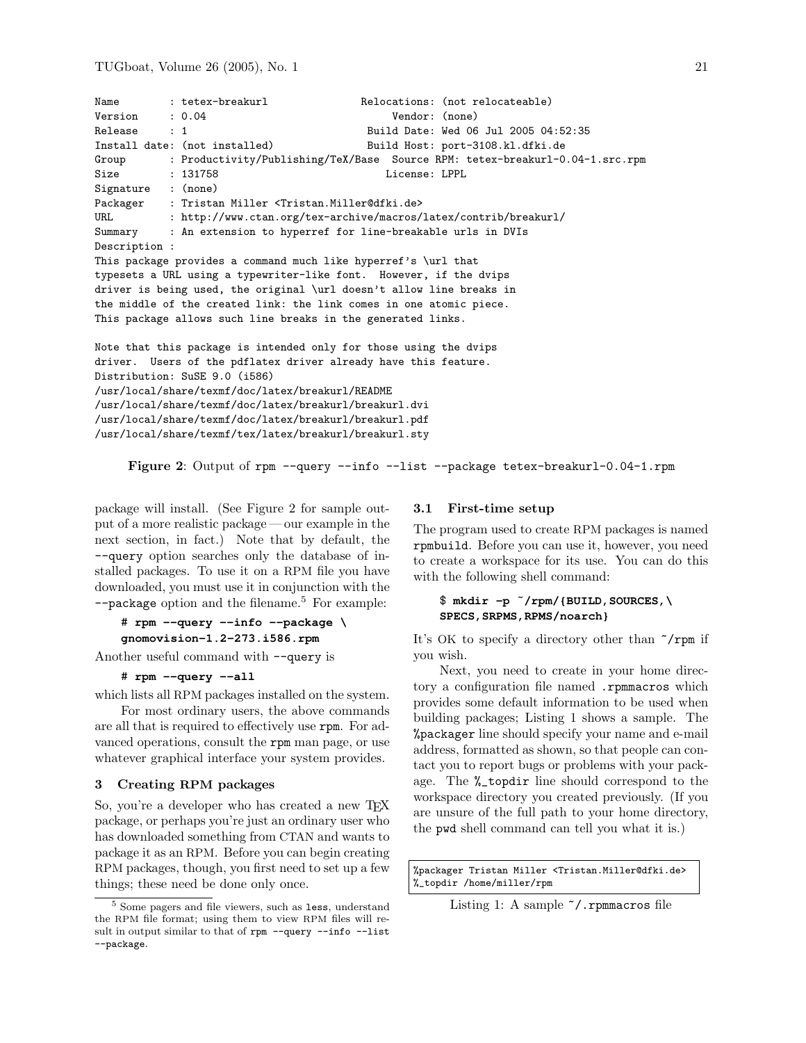```
Name        : tetex-breakurl               Relocations: (not relocateable)
Version     : 0.04                              Vendor: (none)
Release     : 1                             Build Date: Wed 06 Jul 2005 04:52:35
Install date: (not installed)               Build Host: port-3108.kl.dfki.de
Group       : Productivity/Publishing/TeX/Base  Source RPM: tetex-breakurl-0.04-1.src.rpm
Size        : 131758                           License: LPPL
Signature   : (none)
Packager    : Tristan Miller <Tristan.Miller@dfki.de>
URL         : http://www.ctan.org/tex-archive/macros/latex/contrib/breakurl/
Summary     : An extension to hyperref for line-breakable urls in DVIs
Description :
This package provides a command much like hyperref's \url that
typesets a URL using a typewriter-like font.  However, if the dvips
driver is being used, the original \url doesn't allow line breaks in
the middle of the created link: the link comes in one atomic piece.
This package allows such line breaks in the generated links.

Note that this package is intended only for those using the dvips
driver.  Users of the pdflatex driver already have this feature.
Distribution: SuSE 9.0 (i586)
/usr/local/share/texmf/doc/latex/breakurl/README
/usr/local/share/texmf/doc/latex/breakurl/breakurl.dvi
/usr/local/share/texmf/doc/latex/breakurl/breakurl.pdf
/usr/local/share/texmf/tex/latex/breakurl/breakurl.sty
```

**Figure 2**: Output of `rpm --query --info --list --package tetex-breakurl-0.04-1.rpm`

package will install. (See Figure 2 for sample output of a more realistic package — our example in the next section, in fact.) Note that by default, the `--query` option searches only the database of installed packages. To use it on a RPM file you have downloaded, you must use it in conjunction with the `--package` option and the filename.[5] For example:

```
# rpm --query --info --package \
gnomovision-1.2-273.i586.rpm
```

Another useful command with `--query` is

```
# rpm --query --all
```

which lists all RPM packages installed on the system.

For most ordinary users, the above commands are all that is required to effectively use `rpm`. For advanced operations, consult the `rpm` man page, or use whatever graphical interface your system provides.

## 3 Creating RPM packages

So, you're a developer who has created a new TeX package, or perhaps you're just an ordinary user who has downloaded something from CTAN and wants to package it as an RPM. Before you can begin creating RPM packages, though, you first need to set up a few things; these need be done only once.

[5] Some pagers and file viewers, such as `less`, understand the RPM file format; using them to view RPM files will result in output similar to that of `rpm --query --info --list --package`.

### 3.1 First-time setup

The program used to create RPM packages is named `rpmbuild`. Before you can use it, however, you need to create a workspace for its use. You can do this with the following shell command:

```
$ mkdir -p ~/rpm/{BUILD,SOURCES,\
SPECS,SRPMS,RPMS/noarch}
```

It's OK to specify a directory other than `~/rpm` if you wish.

Next, you need to create in your home directory a configuration file named `.rpmmacros` which provides some default information to be used when building packages; Listing 1 shows a sample. The `%packager` line should specify your name and e-mail address, formatted as shown, so that people can contact you to report bugs or problems with your package. The `%_topdir` line should correspond to the workspace directory you created previously. (If you are unsure of the full path to your home directory, the `pwd` shell command can tell you what it is.)

```
%packager Tristan Miller <Tristan.Miller@dfki.de>
%_topdir /home/miller/rpm
```

Listing 1: A sample `~/.rpmmacros` file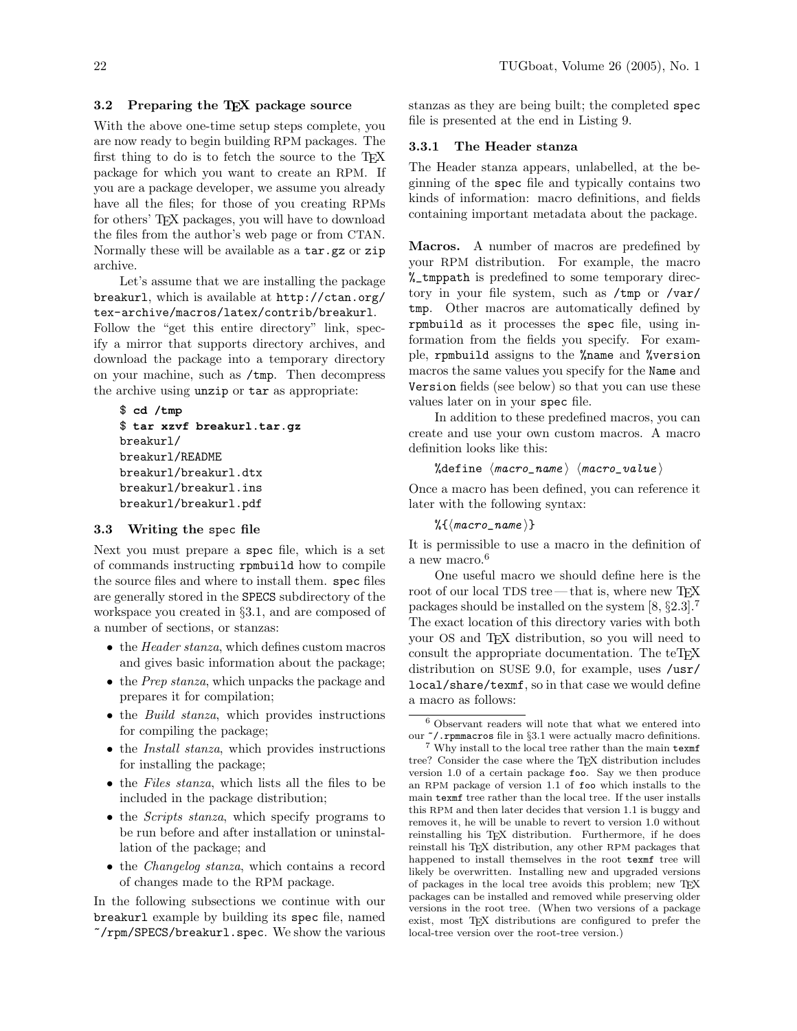### 3.2 Preparing the TeX package source

With the above one-time setup steps complete, you are now ready to begin building RPM packages. The first thing to do is to fetch the source to the TeX package for which you want to create an RPM. If you are a package developer, we assume you already have all the files; for those of you creating RPMs for others' TeX packages, you will have to download the files from the author's web page or from CTAN. Normally these will be available as a `tar.gz` or `zip` archive.

Let's assume that we are installing the package `breakurl`, which is available at `http://ctan.org/tex-archive/macros/latex/contrib/breakurl`. Follow the "get this entire directory" link, specify a mirror that supports directory archives, and download the package into a temporary directory on your machine, such as `/tmp`. Then decompress the archive using `unzip` or `tar` as appropriate:

```
$ cd /tmp
$ tar xzvf breakurl.tar.gz
breakurl/
breakurl/README
breakurl/breakurl.dtx
breakurl/breakurl.ins
breakurl/breakurl.pdf
```

### 3.3 Writing the spec file

Next you must prepare a `spec` file, which is a set of commands instructing `rpmbuild` how to compile the source files and where to install them. `spec` files are generally stored in the `SPECS` subdirectory of the workspace you created in §3.1, and are composed of a number of sections, or stanzas:

- the *Header stanza*, which defines custom macros and gives basic information about the package;
- the *Prep stanza*, which unpacks the package and prepares it for compilation;
- the *Build stanza*, which provides instructions for compiling the package;
- the *Install stanza*, which provides instructions for installing the package;
- the *Files stanza*, which lists all the files to be included in the package distribution;
- the *Scripts stanza*, which specify programs to be run before and after installation or uninstallation of the package; and
- the *Changelog stanza*, which contains a record of changes made to the RPM package.

In the following subsections we continue with our `breakurl` example by building its `spec` file, named `~/rpm/SPECS/breakurl.spec`. We show the various stanzas as they are being built; the completed `spec` file is presented at the end in Listing 9.

#### 3.3.1 The Header stanza

The Header stanza appears, unlabelled, at the beginning of the `spec` file and typically contains two kinds of information: macro definitions, and fields containing important metadata about the package.

**Macros.** A number of macros are predefined by your RPM distribution. For example, the macro `%_tmppath` is predefined to some temporary directory in your file system, such as `/tmp` or `/var/tmp`. Other macros are automatically defined by `rpmbuild` as it processes the `spec` file, using information from the fields you specify. For example, `rpmbuild` assigns to the `%name` and `%version` macros the same values you specify for the `Name` and `Version` fields (see below) so that you can use these values later on in your `spec` file.

In addition to these predefined macros, you can create and use your own custom macros. A macro definition looks like this:

`%define ⟨macro_name⟩ ⟨macro_value⟩`

Once a macro has been defined, you can reference it later with the following syntax:

`%{⟨macro_name⟩}`

It is permissible to use a macro in the definition of a new macro.[6]

One useful macro we should define here is the root of our local TDS tree — that is, where new TeX packages should be installed on the system [8, §2.3].[7] The exact location of this directory varies with both your OS and TeX distribution, so you will need to consult the appropriate documentation. The teTeX distribution on SUSE 9.0, for example, uses `/usr/local/share/texmf`, so in that case we would define a macro as follows:

---

[6] Observant readers will note that what we entered into our `~/.rpmmacros` file in §3.1 were actually macro definitions.

[7] Why install to the local tree rather than the main `texmf` tree? Consider the case where the TeX distribution includes version 1.0 of a certain package `foo`. Say we then produce an RPM package of version 1.1 of `foo` which installs to the main `texmf` tree rather than the local tree. If the user installs this RPM and then later decides that version 1.1 is buggy and removes it, he will be unable to revert to version 1.0 without reinstalling his TeX distribution. Furthermore, if he does reinstall his TeX distribution, any other RPM packages that happened to install themselves in the root `texmf` tree will likely be overwritten. Installing new and upgraded versions of packages in the local tree avoids this problem; new TeX packages can be installed and removed while preserving older versions in the root tree. (When two versions of a package exist, most TeX distributions are configured to prefer the local-tree version over the root-tree version.)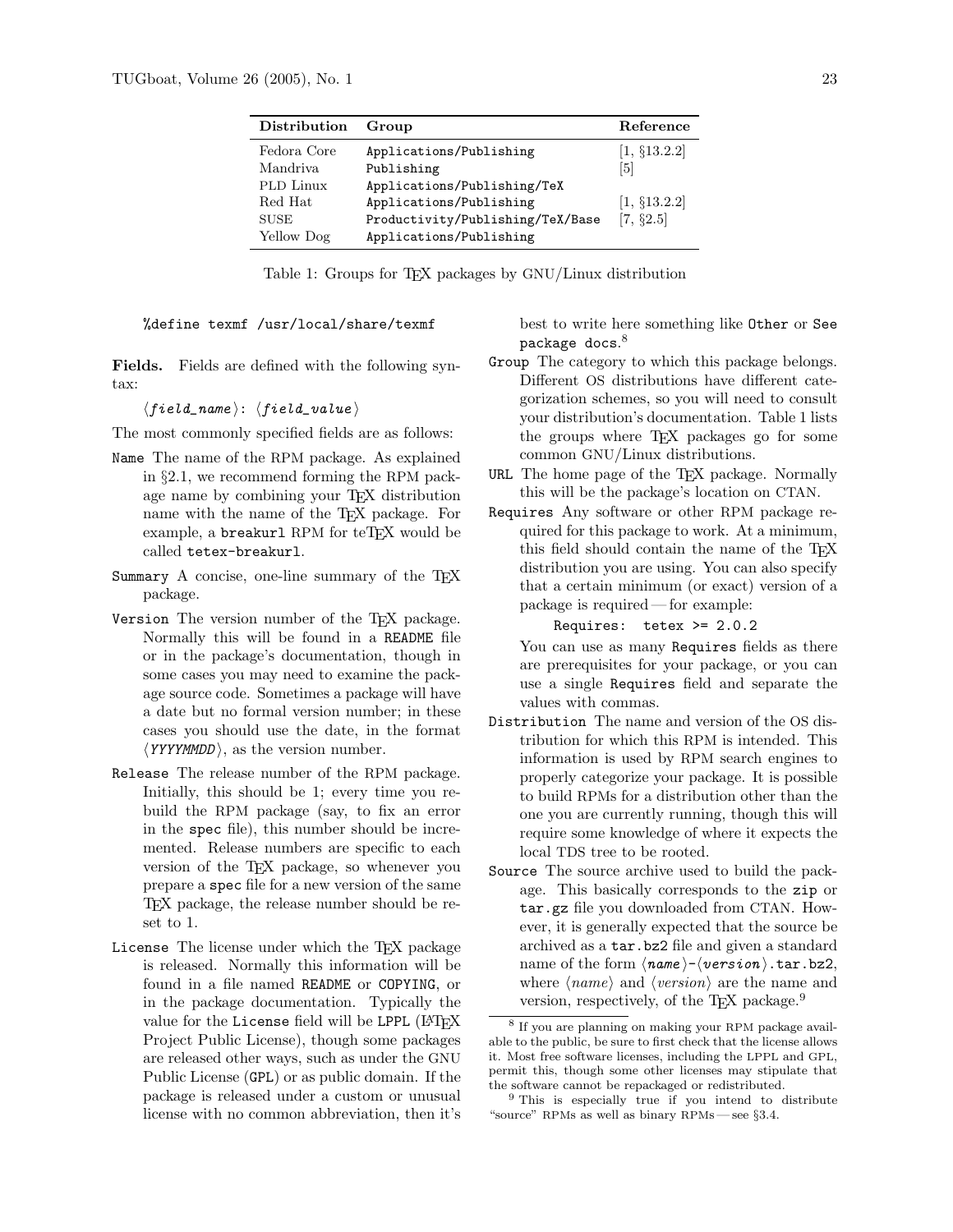| Distribution | Group | Reference |
|---|---|---|
| Fedora Core | `Applications/Publishing` | [1, §13.2.2] |
| Mandriva | `Publishing` | [5] |
| PLD Linux | `Applications/Publishing/TeX` | |
| Red Hat | `Applications/Publishing` | [1, §13.2.2] |
| SUSE | `Productivity/Publishing/TeX/Base` | [7, §2.5] |
| Yellow Dog | `Applications/Publishing` | |

Table 1: Groups for TeX packages by GNU/Linux distribution

```
%define texmf /usr/local/share/texmf
```

**Fields.** Fields are defined with the following syntax:

⟨*field_name*⟩: ⟨*field_value*⟩

The most commonly specified fields are as follows:

`Name` The name of the RPM package. As explained in §2.1, we recommend forming the RPM package name by combining your TeX distribution name with the name of the TeX package. For example, a `breakurl` RPM for teTeX would be called `tetex-breakurl`.

`Summary` A concise, one-line summary of the TeX package.

`Version` The version number of the TeX package. Normally this will be found in a `README` file or in the package's documentation, though in some cases you may need to examine the package source code. Sometimes a package will have a date but no formal version number; in these cases you should use the date, in the format ⟨*YYYYMMDD*⟩, as the version number.

`Release` The release number of the RPM package. Initially, this should be 1; every time you rebuild the RPM package (say, to fix an error in the `spec` file), this number should be incremented. Release numbers are specific to each version of the TeX package, so whenever you prepare a `spec` file for a new version of the same TeX package, the release number should be reset to 1.

`License` The license under which the TeX package is released. Normally this information will be found in a file named `README` or `COPYING`, or in the package documentation. Typically the value for the `License` field will be `LPPL` (LaTeX Project Public License), though some packages are released other ways, such as under the GNU Public License (`GPL`) or as public domain. If the package is released under a custom or unusual license with no common abbreviation, then it's best to write here something like `Other` or `See package docs`.[8]

`Group` The category to which this package belongs. Different OS distributions have different categorization schemes, so you will need to consult your distribution's documentation. Table 1 lists the groups where TeX packages go for some common GNU/Linux distributions.

`URL` The home page of the TeX package. Normally this will be the package's location on CTAN.

`Requires` Any software or other RPM package required for this package to work. At a minimum, this field should contain the name of the TeX distribution you are using. You can also specify that a certain minimum (or exact) version of a package is required — for example:

```
Requires:  tetex >= 2.0.2
```

You can use as many `Requires` fields as there are prerequisites for your package, or you can use a single `Requires` field and separate the values with commas.

`Distribution` The name and version of the OS distribution for which this RPM is intended. This information is used by RPM search engines to properly categorize your package. It is possible to build RPMs for a distribution other than the one you are currently running, though this will require some knowledge of where it expects the local TDS tree to be rooted.

`Source` The source archive used to build the package. This basically corresponds to the `zip` or `tar.gz` file you downloaded from CTAN. However, it is generally expected that the source be archived as a `tar.bz2` file and given a standard name of the form ⟨*name*⟩-⟨*version*⟩`.tar.bz2`, where ⟨*name*⟩ and ⟨*version*⟩ are the name and version, respectively, of the TeX package.[9]

---

[8] If you are planning on making your RPM package available to the public, be sure to first check that the license allows it. Most free software licenses, including the LPPL and GPL, permit this, though some other licenses may stipulate that the software cannot be repackaged or redistributed.

[9] This is especially true if you intend to distribute "source" RPMs as well as binary RPMs — see §3.4.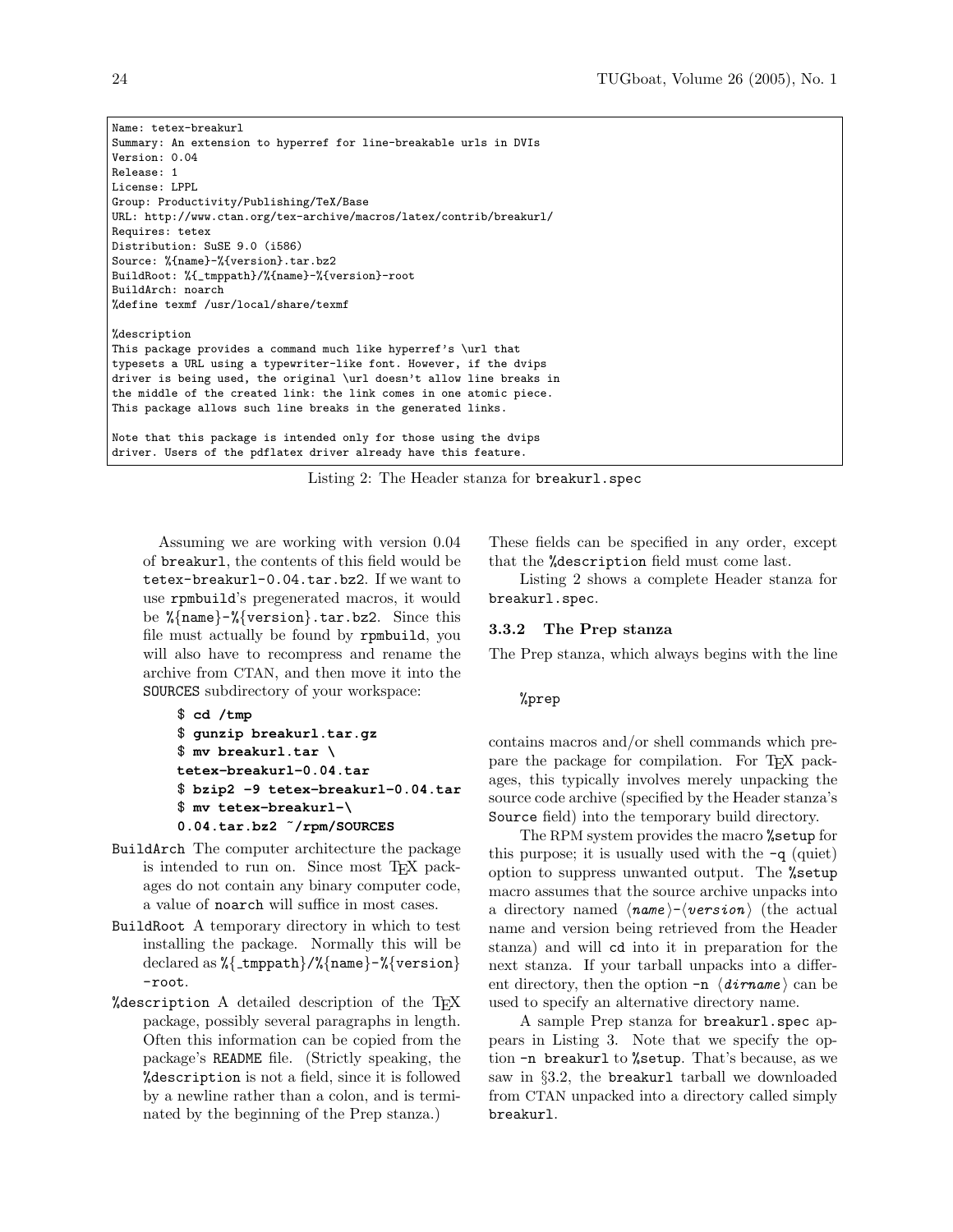```
Name: tetex-breakurl
Summary: An extension to hyperref for line-breakable urls in DVIs
Version: 0.04
Release: 1
License: LPPL
Group: Productivity/Publishing/TeX/Base
URL: http://www.ctan.org/tex-archive/macros/latex/contrib/breakurl/
Requires: tetex
Distribution: SuSE 9.0 (i586)
Source: %{name}-%{version}.tar.bz2
BuildRoot: %{_tmppath}/%{name}-%{version}-root
BuildArch: noarch
%define texmf /usr/local/share/texmf

%description
This package provides a command much like hyperref's \url that
typesets a URL using a typewriter-like font. However, if the dvips
driver is being used, the original \url doesn't allow line breaks in
the middle of the created link: the link comes in one atomic piece.
This package allows such line breaks in the generated links.

Note that this package is intended only for those using the dvips
driver. Users of the pdflatex driver already have this feature.
```

Listing 2: The Header stanza for `breakurl.spec`

Assuming we are working with version 0.04 of `breakurl`, the contents of this field would be `tetex-breakurl-0.04.tar.bz2`. If we want to use `rpmbuild`'s pregenerated macros, it would be `%{name}-%{version}.tar.bz2`. Since this file must actually be found by `rpmbuild`, you will also have to recompress and rename the archive from CTAN, and then move it into the `SOURCES` subdirectory of your workspace:

```
$ cd /tmp
$ gunzip breakurl.tar.gz
$ mv breakurl.tar \
tetex-breakurl-0.04.tar
$ bzip2 -9 tetex-breakurl-0.04.tar
$ mv tetex-breakurl-\
0.04.tar.bz2 ~/rpm/SOURCES
```

`BuildArch` The computer architecture the package is intended to run on. Since most TeX packages do not contain any binary computer code, a value of `noarch` will suffice in most cases.

`BuildRoot` A temporary directory in which to test installing the package. Normally this will be declared as `%{_tmppath}/%{name}-%{version}-root`.

`%description` A detailed description of the TeX package, possibly several paragraphs in length. Often this information can be copied from the package's `README` file. (Strictly speaking, the `%description` is not a field, since it is followed by a newline rather than a colon, and is terminated by the beginning of the Prep stanza.)

These fields can be specified in any order, except that the `%description` field must come last.

Listing 2 shows a complete Header stanza for `breakurl.spec`.

### 3.3.2 The Prep stanza

The Prep stanza, which always begins with the line

```
%prep
```

contains macros and/or shell commands which prepare the package for compilation. For TeX packages, this typically involves merely unpacking the source code archive (specified by the Header stanza's `Source` field) into the temporary build directory.

The RPM system provides the macro `%setup` for this purpose; it is usually used with the `-q` (quiet) option to suppress unwanted output. The `%setup` macro assumes that the source archive unpacks into a directory named ⟨*name*⟩-⟨*version*⟩ (the actual name and version being retrieved from the Header stanza) and will `cd` into it in preparation for the next stanza. If your tarball unpacks into a different directory, then the option `-n` ⟨*dirname*⟩ can be used to specify an alternative directory name.

A sample Prep stanza for `breakurl.spec` appears in Listing 3. Note that we specify the option `-n breakurl` to `%setup`. That's because, as we saw in §3.2, the `breakurl` tarball we downloaded from CTAN unpacked into a directory called simply `breakurl`.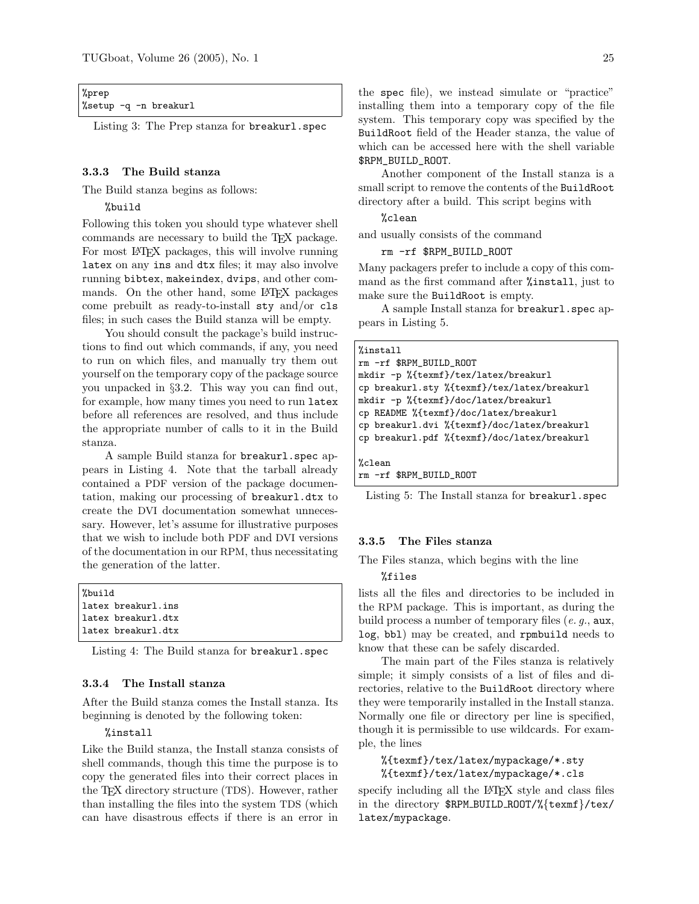```
%prep
%setup -q -n breakurl
```

Listing 3: The Prep stanza for `breakurl.spec`

### 3.3.3 The Build stanza

The Build stanza begins as follows:

```
%build
```

Following this token you should type whatever shell commands are necessary to build the TeX package. For most LaTeX packages, this will involve running `latex` on any `ins` and `dtx` files; it may also involve running `bibtex`, `makeindex`, `dvips`, and other commands. On the other hand, some LaTeX packages come prebuilt as ready-to-install `sty` and/or `cls` files; in such cases the Build stanza will be empty.

You should consult the package's build instructions to find out which commands, if any, you need to run on which files, and manually try them out yourself on the temporary copy of the package source you unpacked in §3.2. This way you can find out, for example, how many times you need to run `latex` before all references are resolved, and thus include the appropriate number of calls to it in the Build stanza.

A sample Build stanza for `breakurl.spec` appears in Listing 4. Note that the tarball already contained a PDF version of the package documentation, making our processing of `breakurl.dtx` to create the DVI documentation somewhat unnecessary. However, let's assume for illustrative purposes that we wish to include both PDF and DVI versions of the documentation in our RPM, thus necessitating the generation of the latter.

```
%build
latex breakurl.ins
latex breakurl.dtx
latex breakurl.dtx
```

Listing 4: The Build stanza for `breakurl.spec`

### 3.3.4 The Install stanza

After the Build stanza comes the Install stanza. Its beginning is denoted by the following token:

```
%install
```

Like the Build stanza, the Install stanza consists of shell commands, though this time the purpose is to copy the generated files into their correct places in the TeX directory structure (TDS). However, rather than installing the files into the system TDS (which can have disastrous effects if there is an error in the `spec` file), we instead simulate or "practice" installing them into a temporary copy of the file system. This temporary copy was specified by the `BuildRoot` field of the Header stanza, the value of which can be accessed here with the shell variable `$RPM_BUILD_ROOT`.

Another component of the Install stanza is a small script to remove the contents of the `BuildRoot` directory after a build. This script begins with

```
%clean
```

and usually consists of the command

```
rm -rf $RPM_BUILD_ROOT
```

Many packagers prefer to include a copy of this command as the first command after `%install`, just to make sure the `BuildRoot` is empty.

A sample Install stanza for `breakurl.spec` appears in Listing 5.

```
%install
rm -rf $RPM_BUILD_ROOT
mkdir -p %{texmf}/tex/latex/breakurl
cp breakurl.sty %{texmf}/tex/latex/breakurl
mkdir -p %{texmf}/doc/latex/breakurl
cp README %{texmf}/doc/latex/breakurl
cp breakurl.dvi %{texmf}/doc/latex/breakurl
cp breakurl.pdf %{texmf}/doc/latex/breakurl

%clean
rm -rf $RPM_BUILD_ROOT
```

Listing 5: The Install stanza for `breakurl.spec`

### 3.3.5 The Files stanza

The Files stanza, which begins with the line

```
%files
```

lists all the files and directories to be included in the RPM package. This is important, as during the build process a number of temporary files (*e. g.*, `aux`, `log`, `bbl`) may be created, and `rpmbuild` needs to know that these can be safely discarded.

The main part of the Files stanza is relatively simple; it simply consists of a list of files and directories, relative to the `BuildRoot` directory where they were temporarily installed in the Install stanza. Normally one file or directory per line is specified, though it is permissible to use wildcards. For example, the lines

```
%{texmf}/tex/latex/mypackage/*.sty
%{texmf}/tex/latex/mypackage/*.cls
```

specify including all the LaTeX style and class files in the directory `$RPM_BUILD_ROOT/%{texmf}/tex/latex/mypackage`.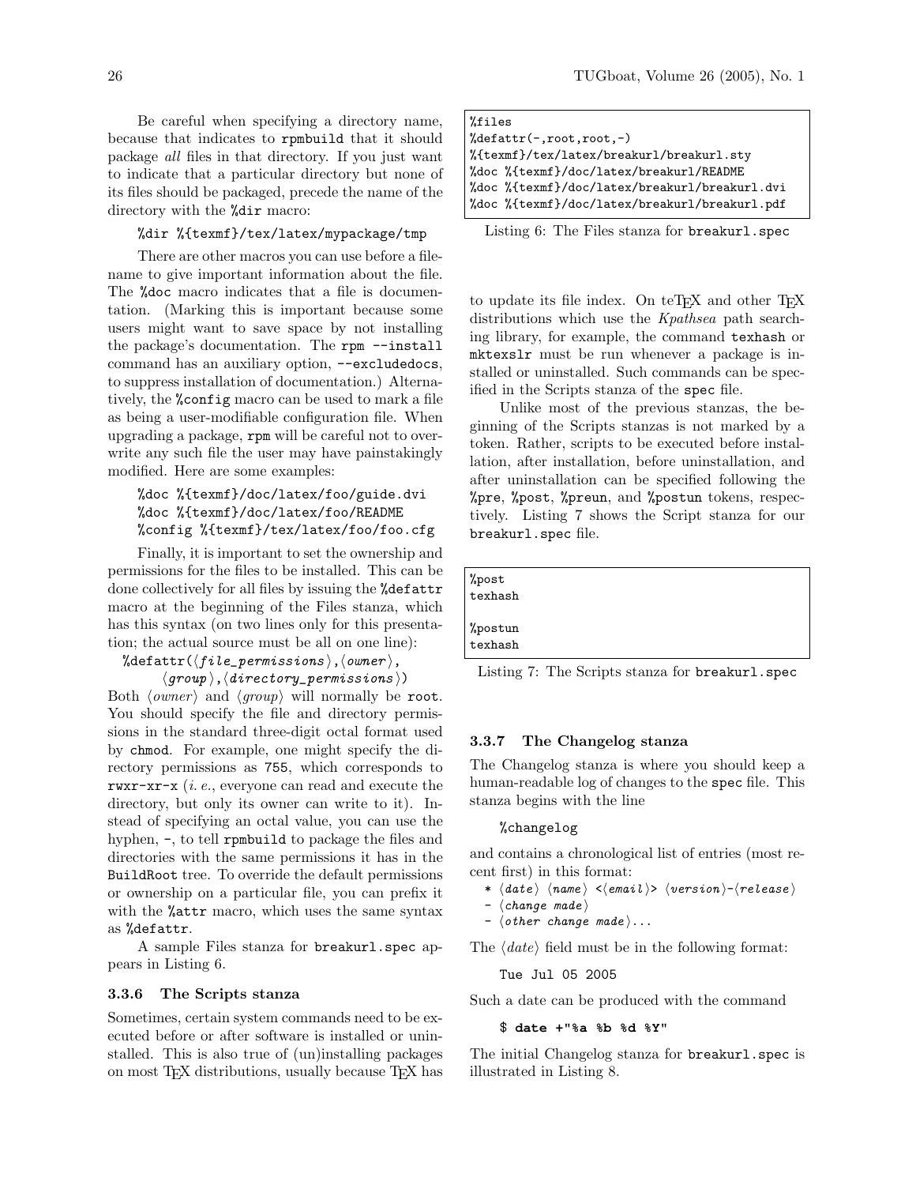Be careful when specifying a directory name, because that indicates to `rpmbuild` that it should package *all* files in that directory. If you just want to indicate that a particular directory but none of its files should be packaged, precede the name of the directory with the `%dir` macro:

```
%dir %{texmf}/tex/latex/mypackage/tmp
```

There are other macros you can use before a filename to give important information about the file. The `%doc` macro indicates that a file is documentation. (Marking this is important because some users might want to save space by not installing the package's documentation. The `rpm --install` command has an auxiliary option, `--excludedocs`, to suppress installation of documentation.) Alternatively, the `%config` macro can be used to mark a file as being a user-modifiable configuration file. When upgrading a package, `rpm` will be careful not to overwrite any such file the user may have painstakingly modified. Here are some examples:

```
%doc %{texmf}/doc/latex/foo/guide.dvi
%doc %{texmf}/doc/latex/foo/README
%config %{texmf}/tex/latex/foo/foo.cfg
```

Finally, it is important to set the ownership and permissions for the files to be installed. This can be done collectively for all files by issuing the `%defattr` macro at the beginning of the Files stanza, which has this syntax (on two lines only for this presentation; the actual source must be all on one line):

```
%defattr(⟨file_permissions⟩,⟨owner⟩,
    ⟨group⟩,⟨directory_permissions⟩)
```

Both ⟨*owner*⟩ and ⟨*group*⟩ will normally be `root`. You should specify the file and directory permissions in the standard three-digit octal format used by `chmod`. For example, one might specify the directory permissions as `755`, which corresponds to `rwxr-xr-x` (*i. e.*, everyone can read and execute the directory, but only its owner can write to it). Instead of specifying an octal value, you can use the hyphen, `-`, to tell `rpmbuild` to package the files and directories with the same permissions it has in the `BuildRoot` tree. To override the default permissions or ownership on a particular file, you can prefix it with the `%attr` macro, which uses the same syntax as `%defattr`.

A sample Files stanza for `breakurl.spec` appears in Listing 6.

```
%files
%defattr(-,root,root,-)
%{texmf}/tex/latex/breakurl/breakurl.sty
%doc %{texmf}/doc/latex/breakurl/README
%doc %{texmf}/doc/latex/breakurl/breakurl.dvi
%doc %{texmf}/doc/latex/breakurl/breakurl.pdf
```

Listing 6: The Files stanza for `breakurl.spec`

### 3.3.6 The Scripts stanza

Sometimes, certain system commands need to be executed before or after software is installed or uninstalled. This is also true of (un)installing packages on most TeX distributions, usually because TeX has to update its file index. On teTeX and other TeX distributions which use the *Kpathsea* path searching library, for example, the command `texhash` or `mktexslr` must be run whenever a package is installed or uninstalled. Such commands can be specified in the Scripts stanza of the `spec` file.

Unlike most of the previous stanzas, the beginning of the Scripts stanzas is not marked by a token. Rather, scripts to be executed before installation, after installation, before uninstallation, and after uninstallation can be specified following the `%pre`, `%post`, `%preun`, and `%postun` tokens, respectively. Listing 7 shows the Script stanza for our `breakurl.spec` file.

```
%post
texhash

%postun
texhash
```

Listing 7: The Scripts stanza for `breakurl.spec`

### 3.3.7 The Changelog stanza

The Changelog stanza is where you should keep a human-readable log of changes to the `spec` file. This stanza begins with the line

```
%changelog
```

and contains a chronological list of entries (most recent first) in this format:

```
* ⟨date⟩ ⟨name⟩ <⟨email⟩> ⟨version⟩-⟨release⟩
- ⟨change made⟩
- ⟨other change made⟩...
```

The ⟨*date*⟩ field must be in the following format:

```
Tue Jul 05 2005
```

Such a date can be produced with the command

```
$ date +"%a %b %d %Y"
```

The initial Changelog stanza for `breakurl.spec` is illustrated in Listing 8.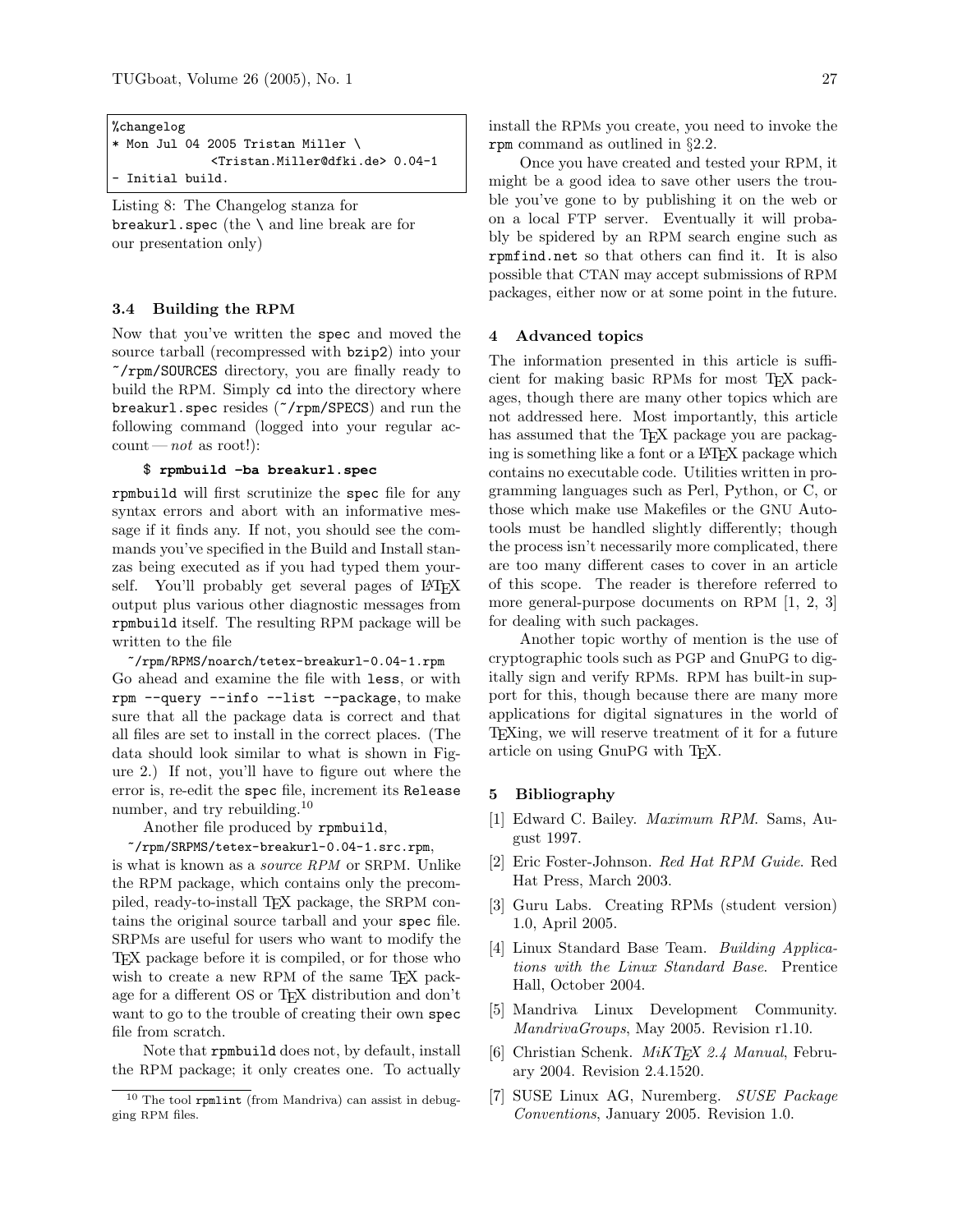```
%changelog
* Mon Jul 04 2005 Tristan Miller \
          <Tristan.Miller@dfki.de> 0.04-1
- Initial build.
```

Listing 8: The Changelog stanza for `breakurl.spec` (the `\` and line break are for our presentation only)

### 3.4 Building the RPM

Now that you've written the `spec` and moved the source tarball (recompressed with `bzip2`) into your `~/rpm/SOURCES` directory, you are finally ready to build the RPM. Simply `cd` into the directory where `breakurl.spec` resides (`~/rpm/SPECS`) and run the following command (logged into your regular account — *not* as root!):

```
$ rpmbuild -ba breakurl.spec
```

`rpmbuild` will first scrutinize the `spec` file for any syntax errors and abort with an informative message if it finds any. If not, you should see the commands you've specified in the Build and Install stanzas being executed as if you had typed them yourself. You'll probably get several pages of LaTeX output plus various other diagnostic messages from `rpmbuild` itself. The resulting RPM package will be written to the file

`~/rpm/RPMS/noarch/tetex-breakurl-0.04-1.rpm`

Go ahead and examine the file with `less`, or with `rpm --query --info --list --package`, to make sure that all the package data is correct and that all files are set to install in the correct places. (The data should look similar to what is shown in Figure 2.) If not, you'll have to figure out where the error is, re-edit the `spec` file, increment its `Release` number, and try rebuilding.[10]

Another file produced by `rpmbuild`,

`~/rpm/SRPMS/tetex-breakurl-0.04-1.src.rpm`,

is what is known as a *source RPM* or SRPM. Unlike the RPM package, which contains only the precompiled, ready-to-install TeX package, the SRPM contains the original source tarball and your `spec` file. SRPMs are useful for users who want to modify the TeX package before it is compiled, or for those who wish to create a new RPM of the same TeX package for a different OS or TeX distribution and don't want to go to the trouble of creating their own `spec` file from scratch.

Note that `rpmbuild` does not, by default, install the RPM package; it only creates one. To actually install the RPMs you create, you need to invoke the `rpm` command as outlined in §2.2.

Once you have created and tested your RPM, it might be a good idea to save other users the trouble you've gone to by publishing it on the web or on a local FTP server. Eventually it will probably be spidered by an RPM search engine such as `rpmfind.net` so that others can find it. It is also possible that CTAN may accept submissions of RPM packages, either now or at some point in the future.

[10] The tool `rpmlint` (from Mandriva) can assist in debugging RPM files.

## 4 Advanced topics

The information presented in this article is sufficient for making basic RPMs for most TeX packages, though there are many other topics which are not addressed here. Most importantly, this article has assumed that the TeX package you are packaging is something like a font or a LaTeX package which contains no executable code. Utilities written in programming languages such as Perl, Python, or C, or those which make use Makefiles or the GNU Autotools must be handled slightly differently; though the process isn't necessarily more complicated, there are too many different cases to cover in an article of this scope. The reader is therefore referred to more general-purpose documents on RPM [1, 2, 3] for dealing with such packages.

Another topic worthy of mention is the use of cryptographic tools such as PGP and GnuPG to digitally sign and verify RPMs. RPM has built-in support for this, though because there are many more applications for digital signatures in the world of TeXing, we will reserve treatment of it for a future article on using GnuPG with TeX.

## 5 Bibliography

[1] Edward C. Bailey. *Maximum RPM*. Sams, August 1997.

[2] Eric Foster-Johnson. *Red Hat RPM Guide*. Red Hat Press, March 2003.

[3] Guru Labs. Creating RPMs (student version) 1.0, April 2005.

[4] Linux Standard Base Team. *Building Applications with the Linux Standard Base*. Prentice Hall, October 2004.

[5] Mandriva Linux Development Community. *MandrivaGroups*, May 2005. Revision r1.10.

[6] Christian Schenk. *MiKTeX 2.4 Manual*, February 2004. Revision 2.4.1520.

[7] SUSE Linux AG, Nuremberg. *SUSE Package Conventions*, January 2005. Revision 1.0.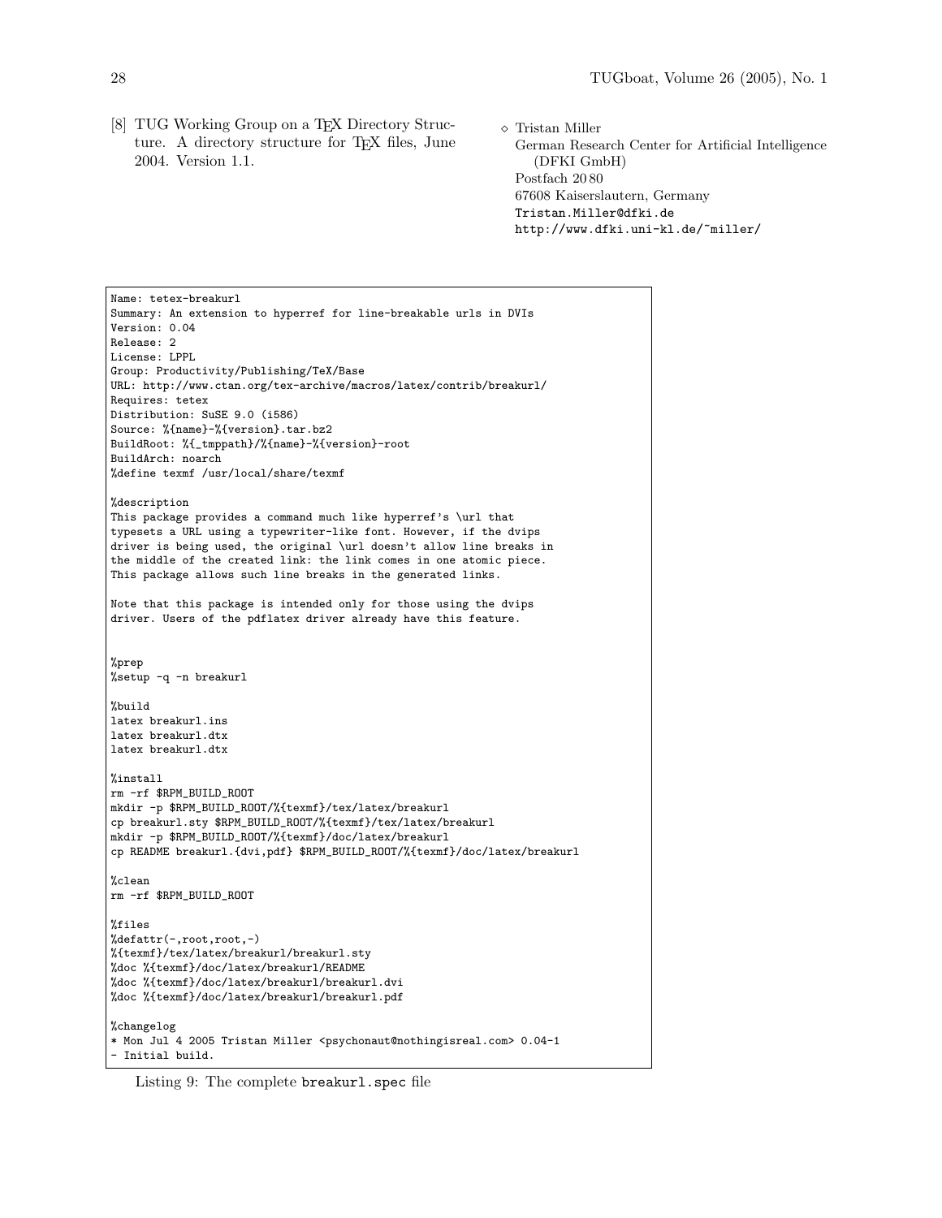[8] TUG Working Group on a TeX Directory Structure. A directory structure for TeX files, June 2004. Version 1.1.

◇ Tristan Miller
German Research Center for Artificial Intelligence (DFKI GmbH)
Postfach 20 80
67608 Kaiserslautern, Germany
Tristan.Miller@dfki.de
http://www.dfki.uni-kl.de/~miller/

```
Name: tetex-breakurl
Summary: An extension to hyperref for line-breakable urls in DVIs
Version: 0.04
Release: 2
License: LPPL
Group: Productivity/Publishing/TeX/Base
URL: http://www.ctan.org/tex-archive/macros/latex/contrib/breakurl/
Requires: tetex
Distribution: SuSE 9.0 (i586)
Source: %{name}-%{version}.tar.bz2
BuildRoot: %{_tmppath}/%{name}-%{version}-root
BuildArch: noarch
%define texmf /usr/local/share/texmf

%description
This package provides a command much like hyperref's \url that
typesets a URL using a typewriter-like font. However, if the dvips
driver is being used, the original \url doesn't allow line breaks in
the middle of the created link: the link comes in one atomic piece.
This package allows such line breaks in the generated links.

Note that this package is intended only for those using the dvips
driver. Users of the pdflatex driver already have this feature.


%prep
%setup -q -n breakurl

%build
latex breakurl.ins
latex breakurl.dtx
latex breakurl.dtx

%install
rm -rf $RPM_BUILD_ROOT
mkdir -p $RPM_BUILD_ROOT/%{texmf}/tex/latex/breakurl
cp breakurl.sty $RPM_BUILD_ROOT/%{texmf}/tex/latex/breakurl
mkdir -p $RPM_BUILD_ROOT/%{texmf}/doc/latex/breakurl
cp README breakurl.{dvi,pdf} $RPM_BUILD_ROOT/%{texmf}/doc/latex/breakurl

%clean
rm -rf $RPM_BUILD_ROOT

%files
%defattr(-,root,root,-)
%{texmf}/tex/latex/breakurl/breakurl.sty
%doc %{texmf}/doc/latex/breakurl/README
%doc %{texmf}/doc/latex/breakurl/breakurl.dvi
%doc %{texmf}/doc/latex/breakurl/breakurl.pdf

%changelog
* Mon Jul 4 2005 Tristan Miller <psychonaut@nothingisreal.com> 0.04-1
- Initial build.
```

Listing 9: The complete breakurl.spec file